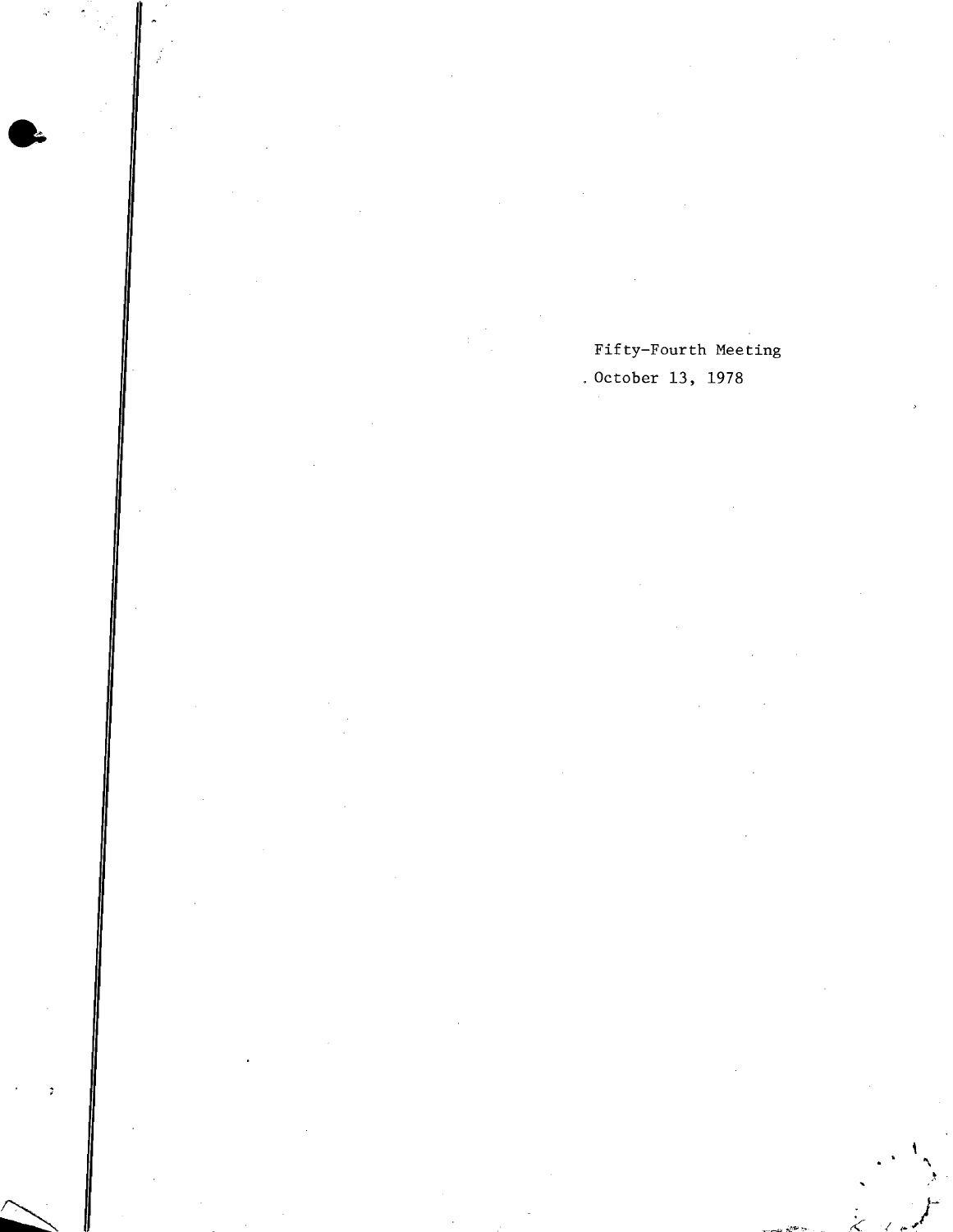Fifty-Fourth Meeting

October 13, 1978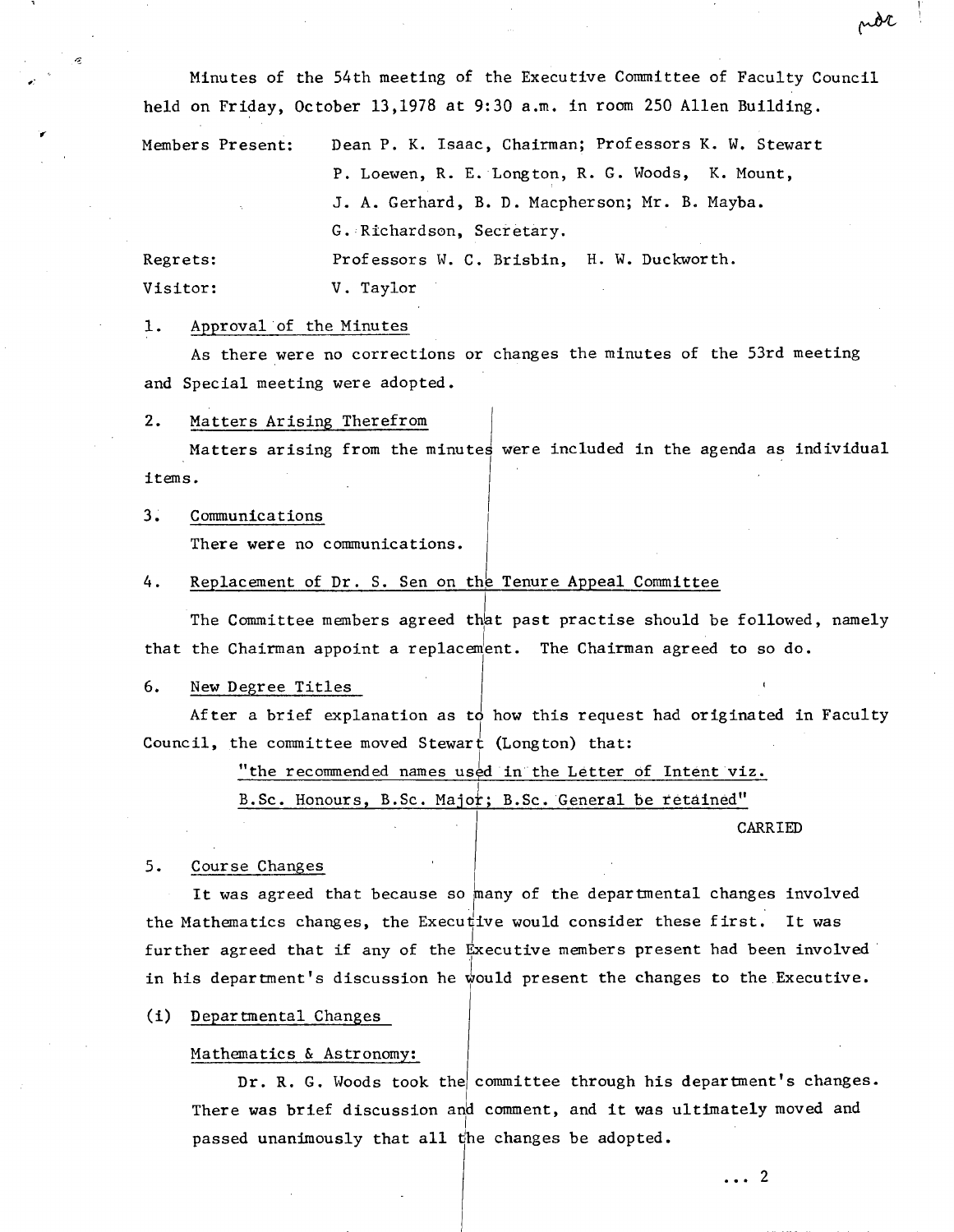Minutes of the 54th meeting of the Executive Committee of Faculty Council held on Friday, October 13,1978 at 9:30 a.m. in room 250 Allen Building.

Members Present: Dean P. K. Isaac, Chairman; Professors K. W. Stewart P. Loewen, R. E. Longton, R. G. Woods, K. Mount, J. A. Gerhard, B. D. Macpherson; Mr. B. Mayba. G. Richardson, Secretary.

Regrets: Professors W. C. Brisbin, H. W. Duckworth.

Visitor: V. Taylor

1. Approval of the Minutes

As there were no corrections or changes the minutes of the 53rd meeting and Special meeting were adopted.

2. Matters Arising Therefrom

Matters arising from the minutes were included in the agenda as individual items.

3. Communications

There were no communications.

4. Replacement of Dr. S. Sen on the Tenure Appeal Committee

The Committee members agreed that past practise should be followed, namely that the Chairman appoint a replacement. The Chairman agreed to so do.

6. New Degree Titles

After a brief explanation as to how this request had originated in Faculty Council, the committee moved Stewart (Longton) that:

"the recommended names used in the Letter of Intent viz. B.Sc. Honours, B.Sc. Major; B.Sc. General be retained"

CARRIED

5. Course Changes

It was agreed that because so many of the departmental changes involved the Mathematics changes, the Executive would consider these first. It was further agreed that if any of the Executive members present had been involved in his department's discussion he would present the changes to the Executive.

(i) Departmental Changes

Mathematics & Astronomy:

Dr. R. G. Woods took the committee through his department's changes. There was brief discussion and comment, and it was ultimately moved and passed unanimously that all the changes be adopted.

... 2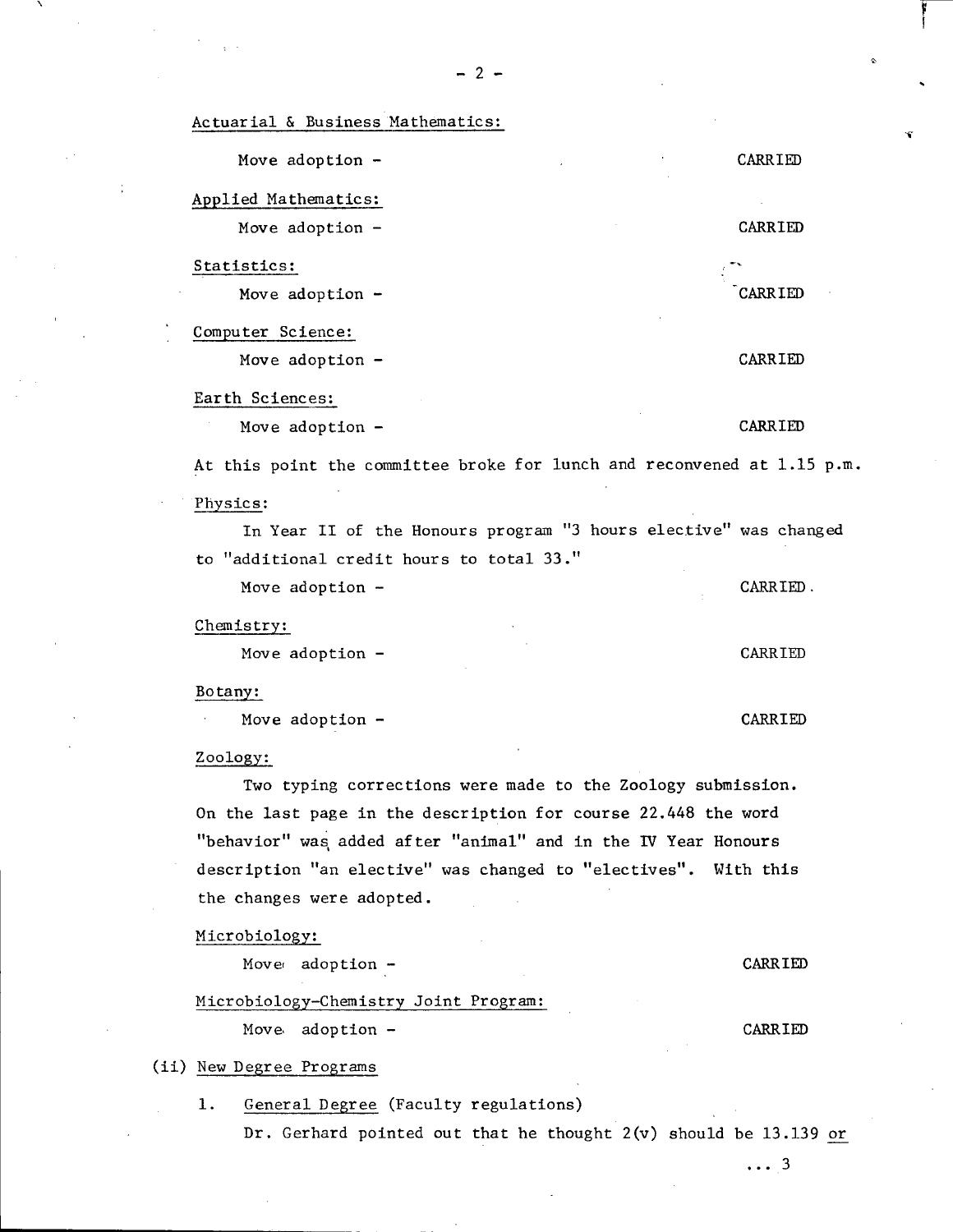Actuarial & Business Mathematics:

Move adoption - CARRIED

Applied Mathematics:

Move adoption - CARRIED

Statistics:

Move adoption - CARRIED

Computer Science:

Move adoption - CARRIED

Earth Sciences:

Move adoption - CARRIED

At this point the committee broke for lunch and reconvened at 1.15 p.m.

Physics:

In Year II of the Honours program "3 hours elective" was changed to "additional credit hours to total 33."

Move adoption - CARRIED.

Chemistry:

Move adoption - CARRIED

Botany:

Move adoption - CARRIED

Zoology:

Two typing corrections were made to the Zoology submission. On the last page in the description for course 22.448 the word "behavior" was added after "animal" and in the IV Year Honours description "an elective" was changed to "electives". With this the changes were adopted.

Microbiology:

Move adoption - CARRIED

Microbiology-Chemistry Joint Program:

Move adoption - CARRIED

(ii) New Degree Programs

1. General Degree (Faculty regulations)

Dr. Gerhard pointed out that he thought 2(v) should be 13.139 or

... 3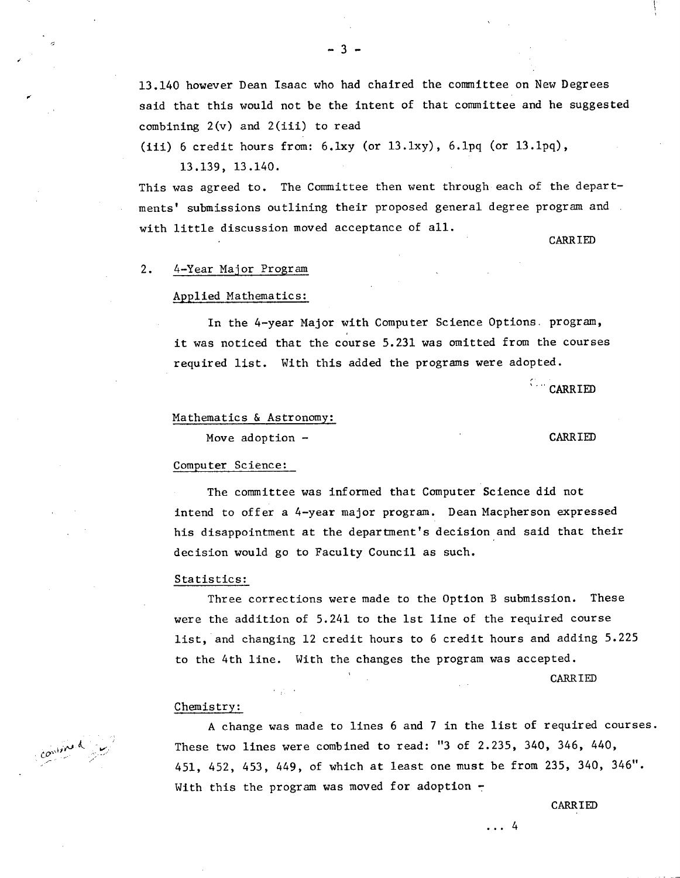13.140 however Dean Isaac who had chaired the committee on New Degrees said that this would not be the intent of that committee and he suggested combining 2(v) and 2(iii) to read

(iii) 6 credit hours from: 6.1xy (or 13.1xy), 6.1pq (or 13.1pq), 13.139, 13.140.

This was agreed to. The Committee then went through each of the departments' submissions outlining their proposed general degree program and with little discussion moved acceptance of all.

CARRIED

2. 4-Year Major Program

Applied Mathematics:

In the 4-year Major with Computer Science Options program, it was noticed that the course 5.231 was omitted from the courses required list. With this added the programs were adopted.

CARRIED

Mathematics & Astronomy:

Move adoption - CARRIED

Computer Science:

The committee was informed that Computer Science did not intend to offer a 4-year major program. Dean Macpherson expressed his disappointment at the department's decision and said that their decision would go to Faculty Council as such.

Statistics:

Three corrections were made to the Option B submission. These were the addition of 5.241 to the 1st line of the required course list, and changing 12 credit hours to 6 credit hours and adding 5.225 to the 4th line. With the changes the program was accepted.

CARRIED

Chemistry:

A change was made to lines 6 and 7 in the list of required courses. These two lines were combined to read: "3 of 2.235, 340, 346, 440, 451, 452, 453, 449, of which at least one must be from 235, 340, 346". With this the program was moved for adoption -

CARRIED

... 4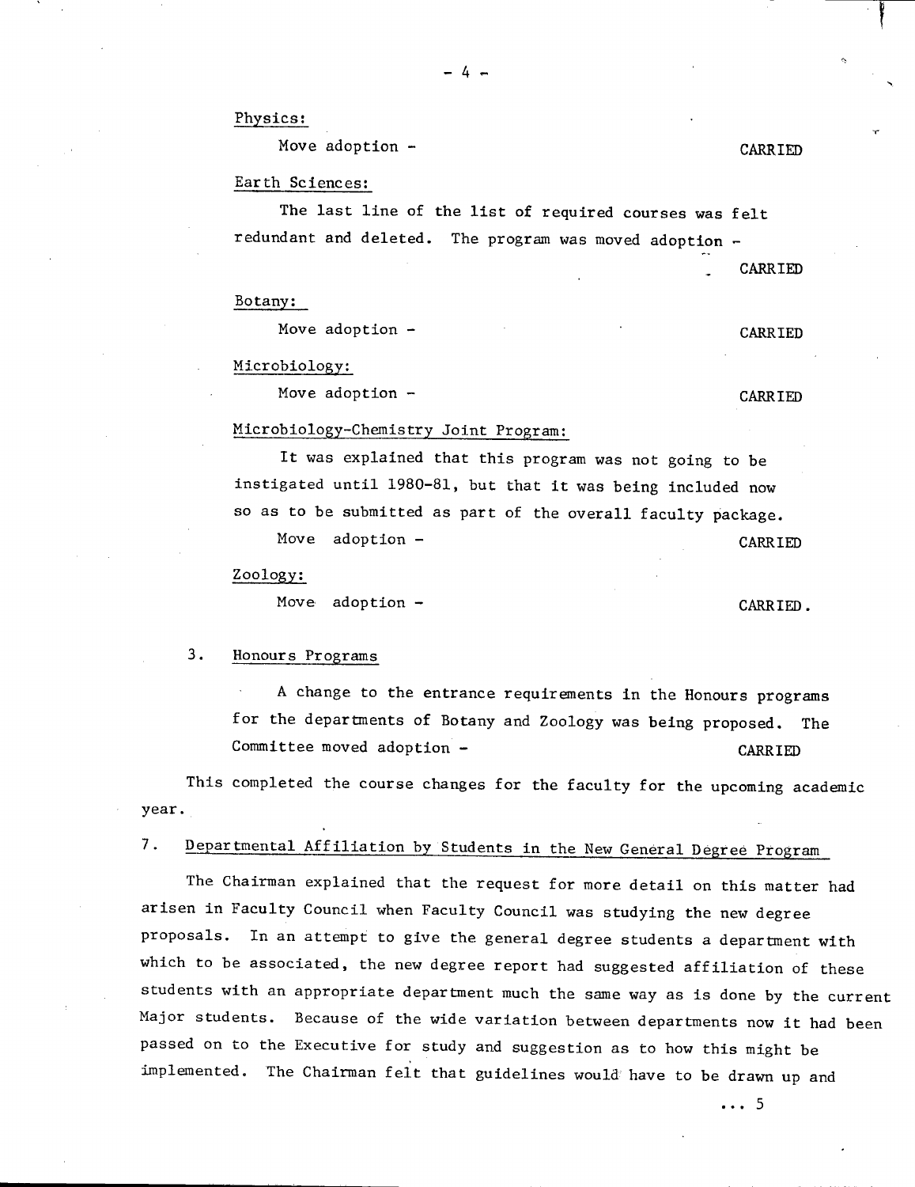Physics:

Move adoption - CARRIED

Earth Sciences:

The last line of the list of required courses was felt redundant and deleted. The program was moved adoption - CARRIED

Botany:

Move adoption - CARRIED

Microbiology:

Move adoption - CARRIED

Microbiology-Chemistry Joint Program:

It was explained that this program was not going to be instigated until 1980-81, but that it was being included now so as to be submitted as part of the overall faculty package.

Move adoption - CARRIED

Zoology:

Move adoption - CARRIED.

3. Honours Programs

A change to the entrance requirements in the Honours programs for the departments of Botany and Zoology was being proposed. The Committee moved adoption - CARRIED

This completed the course changes for the faculty for the upcoming academic year.

7. Departmental Affiliation by Students in the New General Degree Program

The Chairman explained that the request for more detail on this matter had arisen in Faculty Council when Faculty Council was studying the new degree proposals. In an attempt to give the general degree students a department with which to be associated, the new degree report had suggested affiliation of these students with an appropriate department much the same way as is done by the current Major students. Because of the wide variation between departments now it had been passed on to the Executive for study and suggestion as to how this might be implemented. The Chairman felt that guidelines would have to be drawn up and

... 5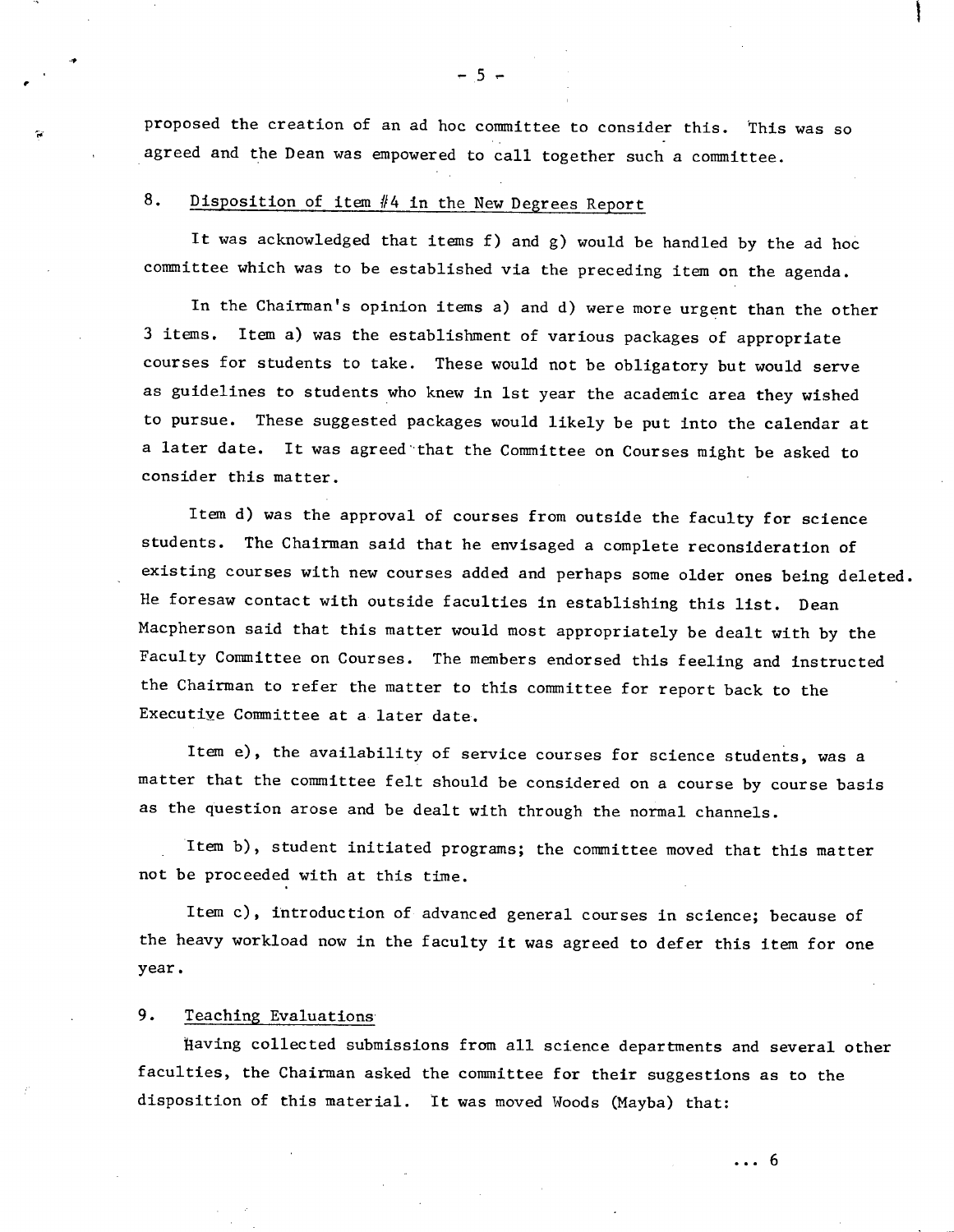proposed the creation of an ad hoc committee to consider this. This was so agreed and the Dean was empowered to call together such a committee.

## 8. Disposition of item #4 in the New Degrees Report

It was acknowledged that items f) and g) would be handled by the ad hoc committee which was to be established via the preceding item on the agenda.

In the Chairman's opinion items a) and d) were more urgent than the other 3 items. Item a) was the establishment of various packages of appropriate courses for students to take. These would not be obligatory but would serve as guidelines to students who knew in 1st year the academic area they wished to pursue. These suggested packages would likely be put into the calendar at a later date. It was agreed that the Committee on Courses might be asked to consider this matter.

Item d) was the approval of courses from outside the faculty for science students. The Chairman said that he envisaged a complete reconsideration of existing courses with new courses added and perhaps some older ones being deleted. He foresaw contact with outside faculties in establishing this list. Dean Macpherson said that this matter would most appropriately be dealt with by the Faculty Committee on Courses. The members endorsed this feeling and instructed the Chairman to refer the matter to this committee for report back to the Executive Committee at a later date.

Item e), the availability of service courses for science students, was a matter that the committee felt should be considered on a course by course basis as the question arose and be dealt with through the normal channels.

Item b), student initiated programs; the committee moved that this matter not be proceeded with at this time.

Item c), introduction of advanced general courses in science; because of the heavy workload now in the faculty it was agreed to defer this item for one year.

## 9. Teaching Evaluations

Having collected submissions from all science departments and several other faculties, the Chairman asked the committee for their suggestions as to the disposition of this material. It was moved Woods (Mayba) that:

... 6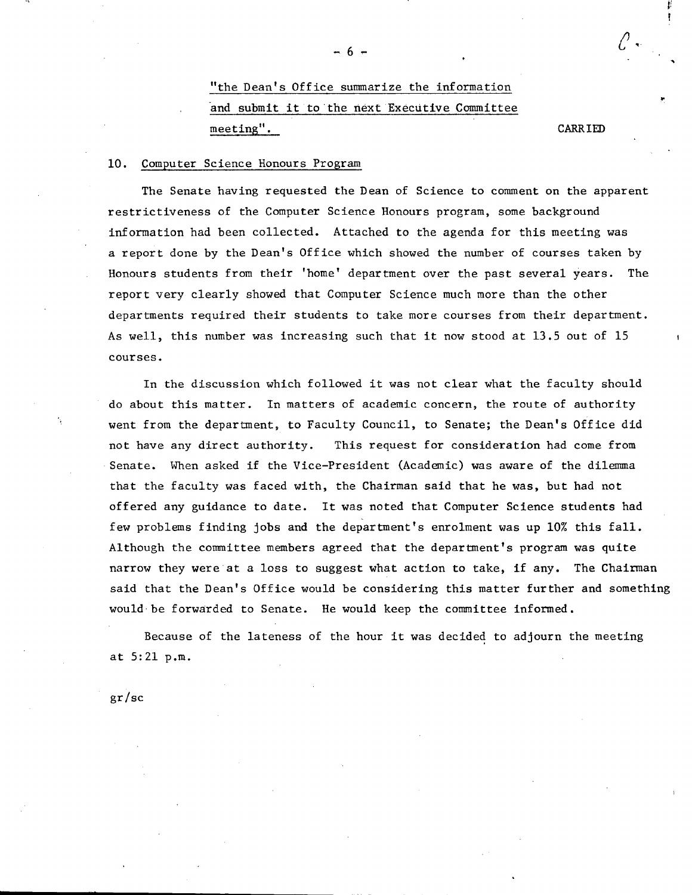"the Dean's Office summarize the information and submit it to the next Executive Committee meeting". CARRIED

## 10. Computer Science Honours Program

The Senate having requested the Dean of Science to comment on the apparent restrictiveness of the Computer Science Honours program, some background information had been collected. Attached to the agenda for this meeting was a report done by the Dean's Office which showed the number of courses taken by Honours students from their 'home' department over the past several years. The report very clearly showed that Computer Science much more than the other departments required their students to take more courses from their department. As well, this number was increasing such that it now stood at 13.5 out of 15 courses.

In the discussion which followed it was not clear what the faculty should do about this matter. In matters of academic concern, the route of authority went from the department, to Faculty Council, to Senate; the Dean's Office did not have any direct authority. This request for consideration had come from Senate. When asked if the Vice-President (Academic) was aware of the dilemma that the faculty was faced with, the Chairman said that he was, but had not offered any guidance to date. It was noted that Computer Science students had few problems finding jobs and the department's enrolment was up 10% this fall. Although the committee members agreed that the department's program was quite narrow they were at a loss to suggest what action to take, if any. The Chairman said that the Dean's Office would be considering this matter further and something would be forwarded to Senate. He would keep the committee informed.

Because of the lateness of the hour it was decided to adjourn the meeting at 5:21 p.m.

gr/sc